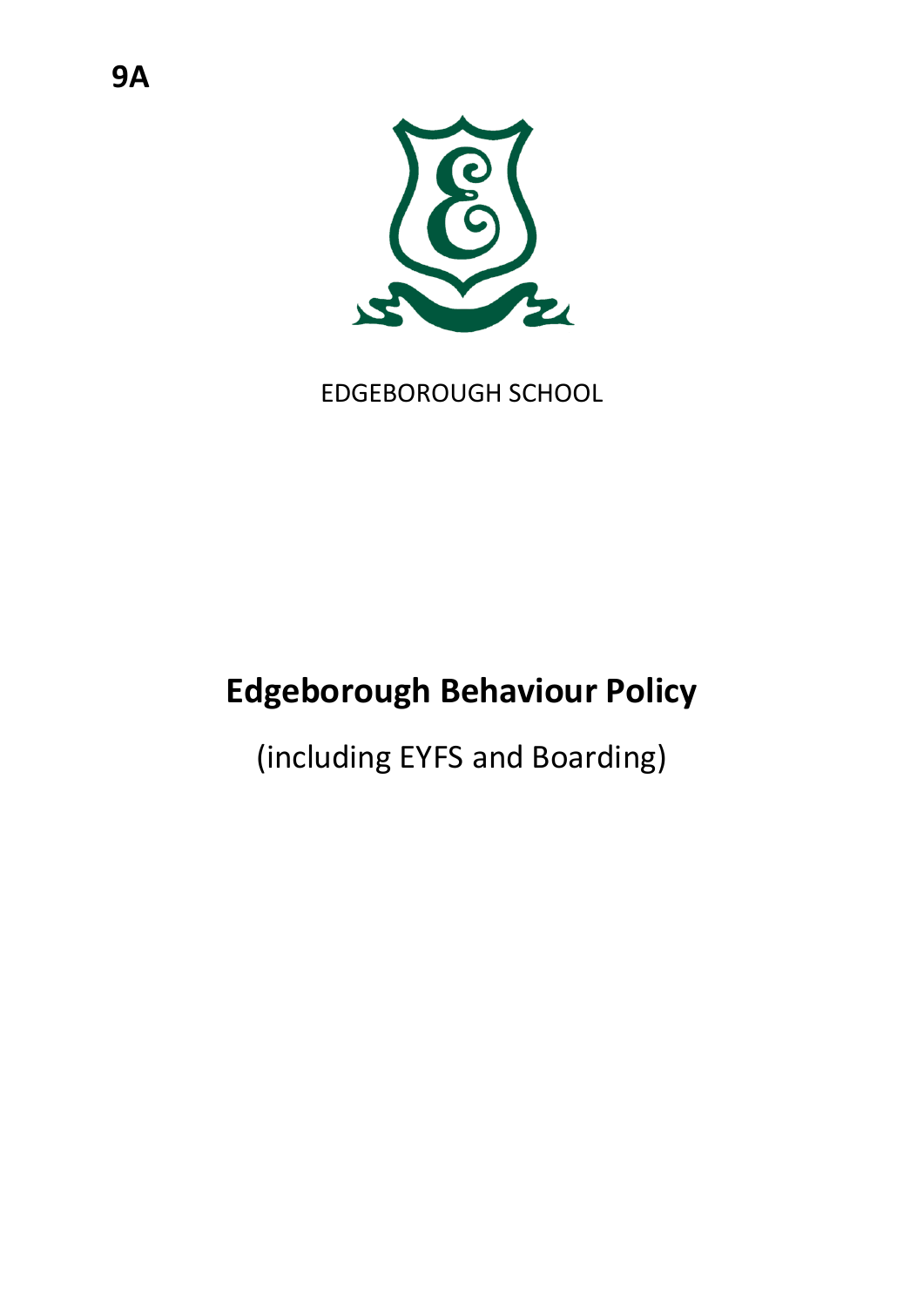9A

EDGEBOROUGH SCHOOL

# Edgeborough Behaviour Policy

(including EYFS and Boarding)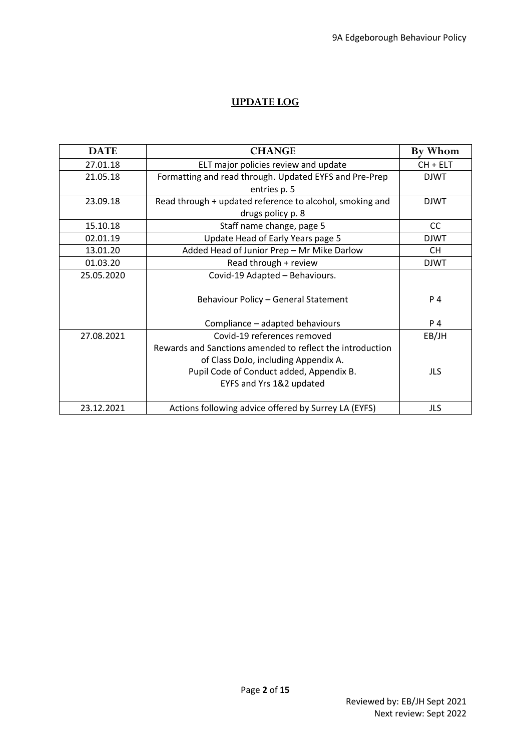## UPDATE LOG

| DATE | CHANGE | By Whom |
|---|---|---|
| 27.01.18 | ELT major policies review and update | CH + ELT |
| 21.05.18 | Formatting and read through. Updated EYFS and Pre-Prep entries p. 5 | DJWT |
| 23.09.18 | Read through + updated reference to alcohol, smoking and drugs policy p. 8 | DJWT |
| 15.10.18 | Staff name change, page 5 | CC |
| 02.01.19 | Update Head of Early Years page 5 | DJWT |
| 13.01.20 | Added Head of Junior Prep – Mr Mike Darlow | CH |
| 01.03.20 | Read through + review | DJWT |
| 25.05.2020 | Covid-19 Adapted – Behaviours. | |
| | Behaviour Policy – General Statement | P 4 |
| | Compliance – adapted behaviours | P 4 |
| 27.08.2021 | Covid-19 references removed<br>Rewards and Sanctions amended to reflect the introduction of Class DoJo, including Appendix A. | EB/JH |
| | Pupil Code of Conduct added, Appendix B.<br>EYFS and Yrs 1&2 updated | JLS |
| 23.12.2021 | Actions following advice offered by Surrey LA (EYFS) | JLS |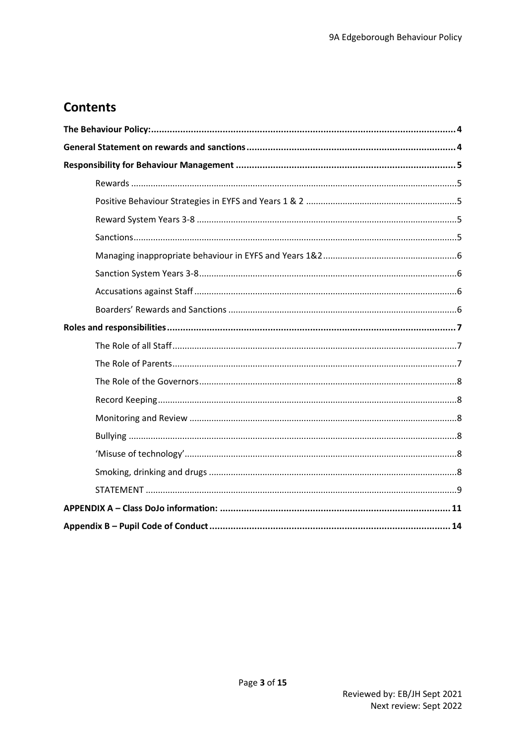# Contents

**The Behaviour Policy:** ........ **4**

**General Statement on rewards and sanctions** ........ **4**

**Responsibility for Behaviour Management** ........ **5**

- Rewards ........ 5
- Positive Behaviour Strategies in EYFS and Years 1 & 2 ........ 5
- Reward System Years 3-8 ........ 5
- Sanctions ........ 5
- Managing inappropriate behaviour in EYFS and Years 1&2 ........ 6
- Sanction System Years 3-8 ........ 6
- Accusations against Staff ........ 6
- Boarders' Rewards and Sanctions ........ 6

**Roles and responsibilities** ........ **7**

- The Role of all Staff ........ 7
- The Role of Parents ........ 7
- The Role of the Governors ........ 8
- Record Keeping ........ 8
- Monitoring and Review ........ 8
- Bullying ........ 8
- 'Misuse of technology' ........ 8
- Smoking, drinking and drugs ........ 8
- STATEMENT ........ 9

**APPENDIX A – Class DoJo information:** ........ **11**

**Appendix B – Pupil Code of Conduct** ........ **14**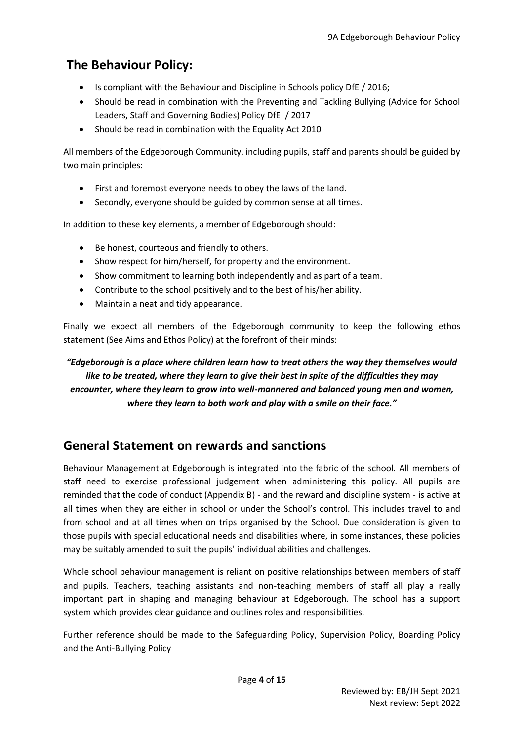## The Behaviour Policy:

- Is compliant with the Behaviour and Discipline in Schools policy DfE / 2016;
- Should be read in combination with the Preventing and Tackling Bullying (Advice for School Leaders, Staff and Governing Bodies) Policy DfE / 2017
- Should be read in combination with the Equality Act 2010

All members of the Edgeborough Community, including pupils, staff and parents should be guided by two main principles:

- First and foremost everyone needs to obey the laws of the land.
- Secondly, everyone should be guided by common sense at all times.

In addition to these key elements, a member of Edgeborough should:

- Be honest, courteous and friendly to others.
- Show respect for him/herself, for property and the environment.
- Show commitment to learning both independently and as part of a team.
- Contribute to the school positively and to the best of his/her ability.
- Maintain a neat and tidy appearance.

Finally we expect all members of the Edgeborough community to keep the following ethos statement (See Aims and Ethos Policy) at the forefront of their minds:

***"Edgeborough is a place where children learn how to treat others the way they themselves would like to be treated, where they learn to give their best in spite of the difficulties they may encounter, where they learn to grow into well-mannered and balanced young men and women, where they learn to both work and play with a smile on their face."***

## General Statement on rewards and sanctions

Behaviour Management at Edgeborough is integrated into the fabric of the school. All members of staff need to exercise professional judgement when administering this policy. All pupils are reminded that the code of conduct (Appendix B) - and the reward and discipline system - is active at all times when they are either in school or under the School's control. This includes travel to and from school and at all times when on trips organised by the School. Due consideration is given to those pupils with special educational needs and disabilities where, in some instances, these policies may be suitably amended to suit the pupils' individual abilities and challenges.

Whole school behaviour management is reliant on positive relationships between members of staff and pupils. Teachers, teaching assistants and non-teaching members of staff all play a really important part in shaping and managing behaviour at Edgeborough. The school has a support system which provides clear guidance and outlines roles and responsibilities.

Further reference should be made to the Safeguarding Policy, Supervision Policy, Boarding Policy and the Anti-Bullying Policy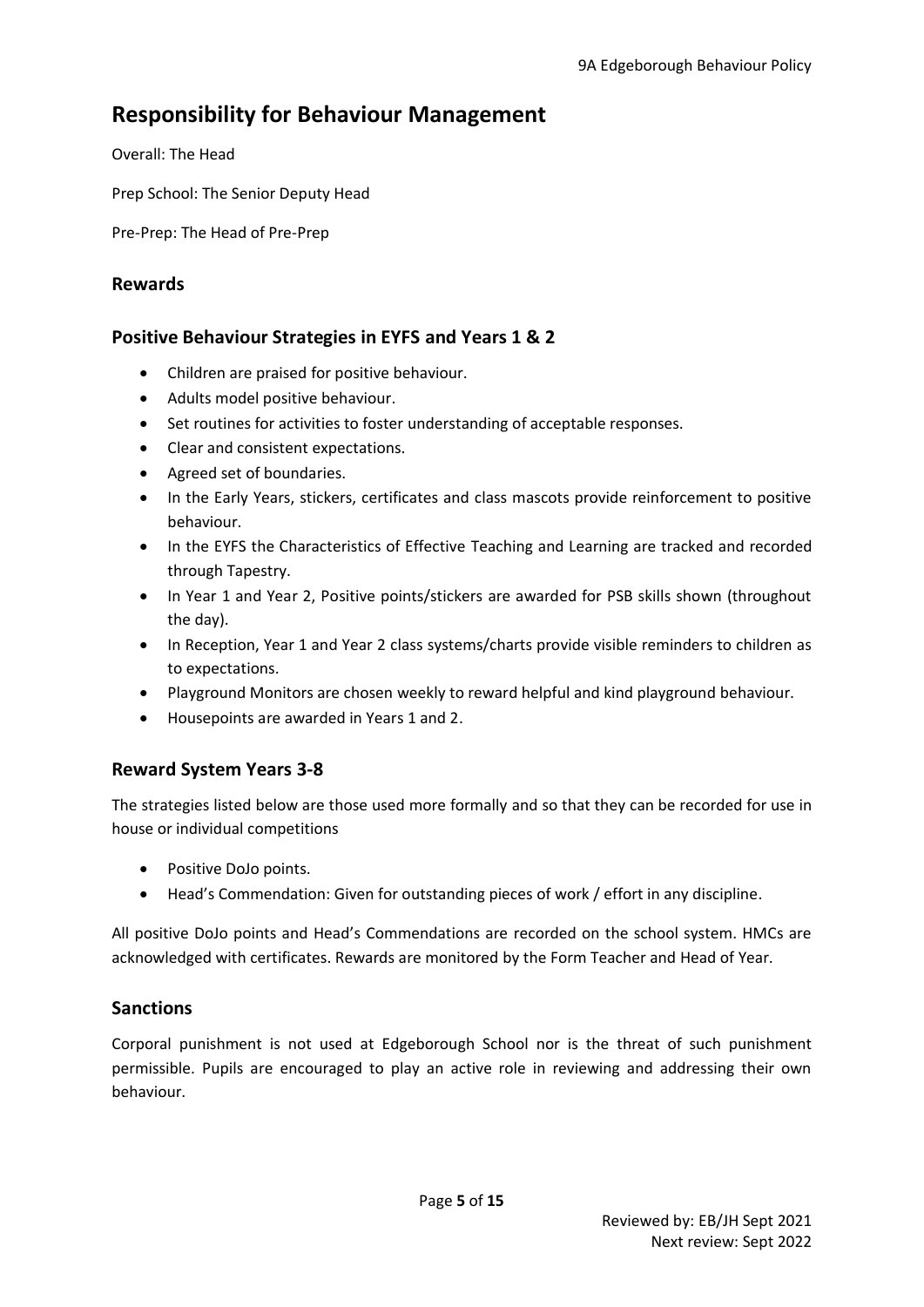## Responsibility for Behaviour Management

Overall: The Head

Prep School: The Senior Deputy Head

Pre-Prep: The Head of Pre-Prep

### Rewards

### Positive Behaviour Strategies in EYFS and Years 1 & 2

- Children are praised for positive behaviour.
- Adults model positive behaviour.
- Set routines for activities to foster understanding of acceptable responses.
- Clear and consistent expectations.
- Agreed set of boundaries.
- In the Early Years, stickers, certificates and class mascots provide reinforcement to positive behaviour.
- In the EYFS the Characteristics of Effective Teaching and Learning are tracked and recorded through Tapestry.
- In Year 1 and Year 2, Positive points/stickers are awarded for PSB skills shown (throughout the day).
- In Reception, Year 1 and Year 2 class systems/charts provide visible reminders to children as to expectations.
- Playground Monitors are chosen weekly to reward helpful and kind playground behaviour.
- Housepoints are awarded in Years 1 and 2.

### Reward System Years 3-8

The strategies listed below are those used more formally and so that they can be recorded for use in house or individual competitions

- Positive DoJo points.
- Head's Commendation: Given for outstanding pieces of work / effort in any discipline.

All positive DoJo points and Head's Commendations are recorded on the school system. HMCs are acknowledged with certificates. Rewards are monitored by the Form Teacher and Head of Year.

### Sanctions

Corporal punishment is not used at Edgeborough School nor is the threat of such punishment permissible. Pupils are encouraged to play an active role in reviewing and addressing their own behaviour.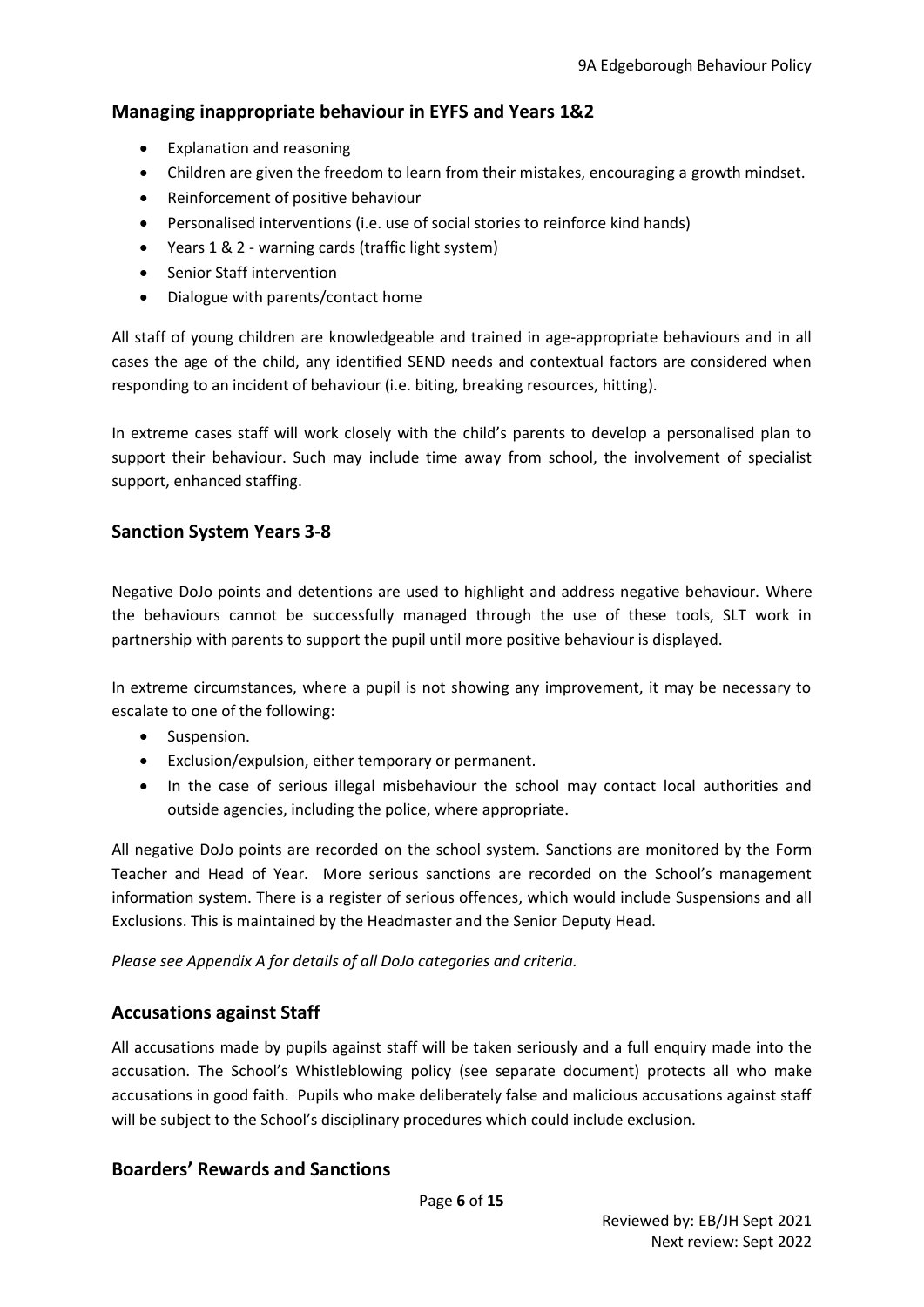## Managing inappropriate behaviour in EYFS and Years 1&2

- Explanation and reasoning
- Children are given the freedom to learn from their mistakes, encouraging a growth mindset.
- Reinforcement of positive behaviour
- Personalised interventions (i.e. use of social stories to reinforce kind hands)
- Years 1 & 2 - warning cards (traffic light system)
- Senior Staff intervention
- Dialogue with parents/contact home

All staff of young children are knowledgeable and trained in age-appropriate behaviours and in all cases the age of the child, any identified SEND needs and contextual factors are considered when responding to an incident of behaviour (i.e. biting, breaking resources, hitting).

In extreme cases staff will work closely with the child's parents to develop a personalised plan to support their behaviour. Such may include time away from school, the involvement of specialist support, enhanced staffing.

## Sanction System Years 3-8

Negative DoJo points and detentions are used to highlight and address negative behaviour. Where the behaviours cannot be successfully managed through the use of these tools, SLT work in partnership with parents to support the pupil until more positive behaviour is displayed.

In extreme circumstances, where a pupil is not showing any improvement, it may be necessary to escalate to one of the following:

- Suspension.
- Exclusion/expulsion, either temporary or permanent.
- In the case of serious illegal misbehaviour the school may contact local authorities and outside agencies, including the police, where appropriate.

All negative DoJo points are recorded on the school system. Sanctions are monitored by the Form Teacher and Head of Year. More serious sanctions are recorded on the School's management information system. There is a register of serious offences, which would include Suspensions and all Exclusions. This is maintained by the Headmaster and the Senior Deputy Head.

*Please see Appendix A for details of all DoJo categories and criteria.*

## Accusations against Staff

All accusations made by pupils against staff will be taken seriously and a full enquiry made into the accusation. The School's Whistleblowing policy (see separate document) protects all who make accusations in good faith. Pupils who make deliberately false and malicious accusations against staff will be subject to the School's disciplinary procedures which could include exclusion.

## Boarders' Rewards and Sanctions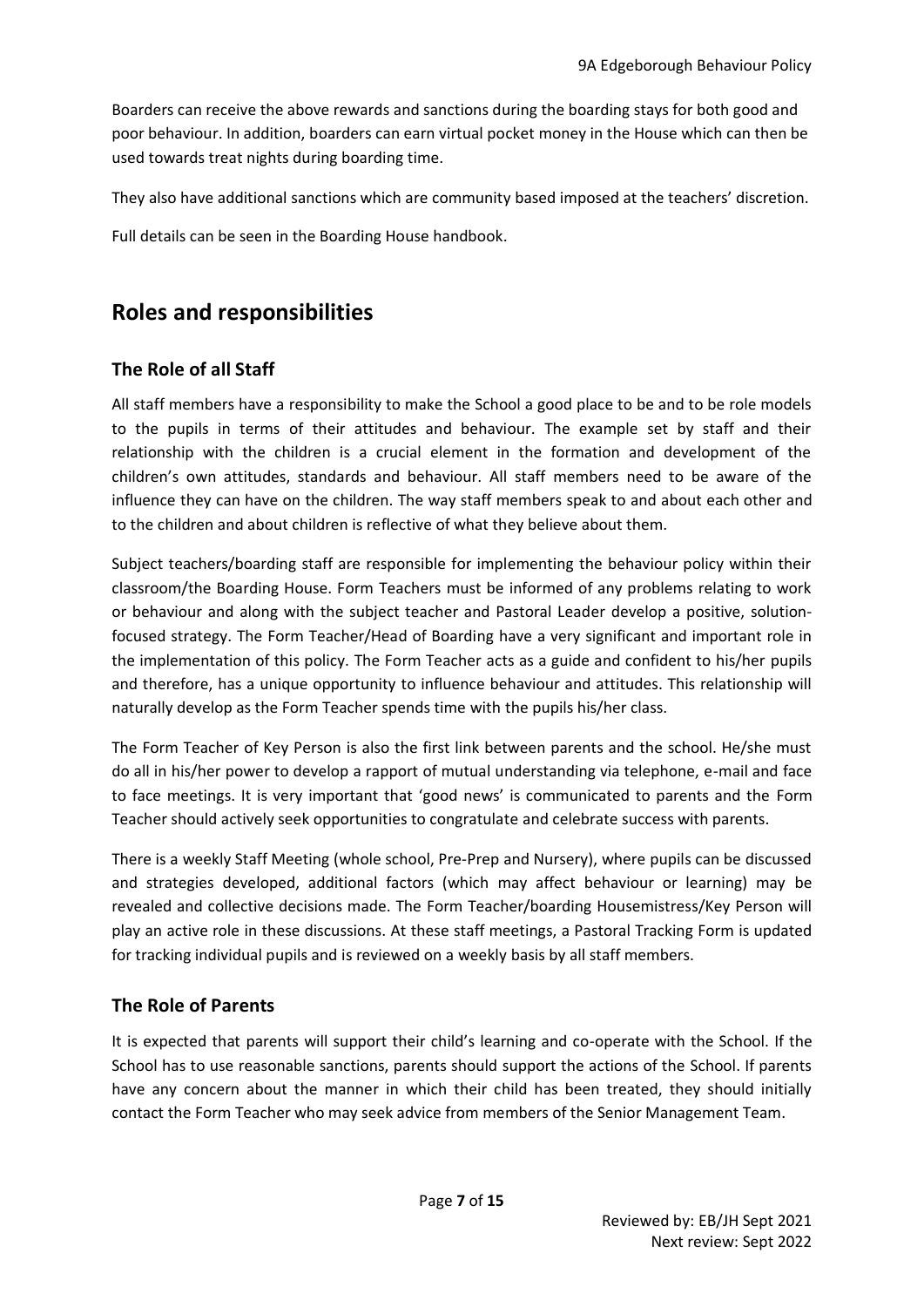Boarders can receive the above rewards and sanctions during the boarding stays for both good and poor behaviour. In addition, boarders can earn virtual pocket money in the House which can then be used towards treat nights during boarding time.

They also have additional sanctions which are community based imposed at the teachers' discretion.

Full details can be seen in the Boarding House handbook.

## Roles and responsibilities

### The Role of all Staff

All staff members have a responsibility to make the School a good place to be and to be role models to the pupils in terms of their attitudes and behaviour. The example set by staff and their relationship with the children is a crucial element in the formation and development of the children's own attitudes, standards and behaviour. All staff members need to be aware of the influence they can have on the children. The way staff members speak to and about each other and to the children and about children is reflective of what they believe about them.

Subject teachers/boarding staff are responsible for implementing the behaviour policy within their classroom/the Boarding House. Form Teachers must be informed of any problems relating to work or behaviour and along with the subject teacher and Pastoral Leader develop a positive, solution-focused strategy. The Form Teacher/Head of Boarding have a very significant and important role in the implementation of this policy. The Form Teacher acts as a guide and confident to his/her pupils and therefore, has a unique opportunity to influence behaviour and attitudes. This relationship will naturally develop as the Form Teacher spends time with the pupils his/her class.

The Form Teacher of Key Person is also the first link between parents and the school. He/she must do all in his/her power to develop a rapport of mutual understanding via telephone, e-mail and face to face meetings. It is very important that 'good news' is communicated to parents and the Form Teacher should actively seek opportunities to congratulate and celebrate success with parents.

There is a weekly Staff Meeting (whole school, Pre-Prep and Nursery), where pupils can be discussed and strategies developed, additional factors (which may affect behaviour or learning) may be revealed and collective decisions made. The Form Teacher/boarding Housemistress/Key Person will play an active role in these discussions. At these staff meetings, a Pastoral Tracking Form is updated for tracking individual pupils and is reviewed on a weekly basis by all staff members.

### The Role of Parents

It is expected that parents will support their child's learning and co-operate with the School. If the School has to use reasonable sanctions, parents should support the actions of the School. If parents have any concern about the manner in which their child has been treated, they should initially contact the Form Teacher who may seek advice from members of the Senior Management Team.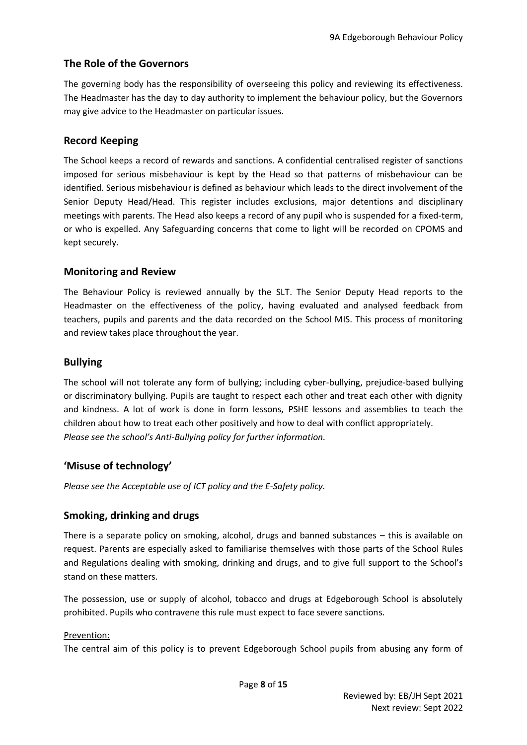## The Role of the Governors

The governing body has the responsibility of overseeing this policy and reviewing its effectiveness. The Headmaster has the day to day authority to implement the behaviour policy, but the Governors may give advice to the Headmaster on particular issues.

## Record Keeping

The School keeps a record of rewards and sanctions. A confidential centralised register of sanctions imposed for serious misbehaviour is kept by the Head so that patterns of misbehaviour can be identified. Serious misbehaviour is defined as behaviour which leads to the direct involvement of the Senior Deputy Head/Head. This register includes exclusions, major detentions and disciplinary meetings with parents. The Head also keeps a record of any pupil who is suspended for a fixed-term, or who is expelled. Any Safeguarding concerns that come to light will be recorded on CPOMS and kept securely.

## Monitoring and Review

The Behaviour Policy is reviewed annually by the SLT. The Senior Deputy Head reports to the Headmaster on the effectiveness of the policy, having evaluated and analysed feedback from teachers, pupils and parents and the data recorded on the School MIS. This process of monitoring and review takes place throughout the year.

## Bullying

The school will not tolerate any form of bullying; including cyber-bullying, prejudice-based bullying or discriminatory bullying. Pupils are taught to respect each other and treat each other with dignity and kindness. A lot of work is done in form lessons, PSHE lessons and assemblies to teach the children about how to treat each other positively and how to deal with conflict appropriately.
*Please see the school's Anti-Bullying policy for further information.*

## 'Misuse of technology'

*Please see the Acceptable use of ICT policy and the E-Safety policy.*

## Smoking, drinking and drugs

There is a separate policy on smoking, alcohol, drugs and banned substances – this is available on request. Parents are especially asked to familiarise themselves with those parts of the School Rules and Regulations dealing with smoking, drinking and drugs, and to give full support to the School's stand on these matters.

The possession, use or supply of alcohol, tobacco and drugs at Edgeborough School is absolutely prohibited. Pupils who contravene this rule must expect to face severe sanctions.

<u>Prevention:</u>
The central aim of this policy is to prevent Edgeborough School pupils from abusing any form of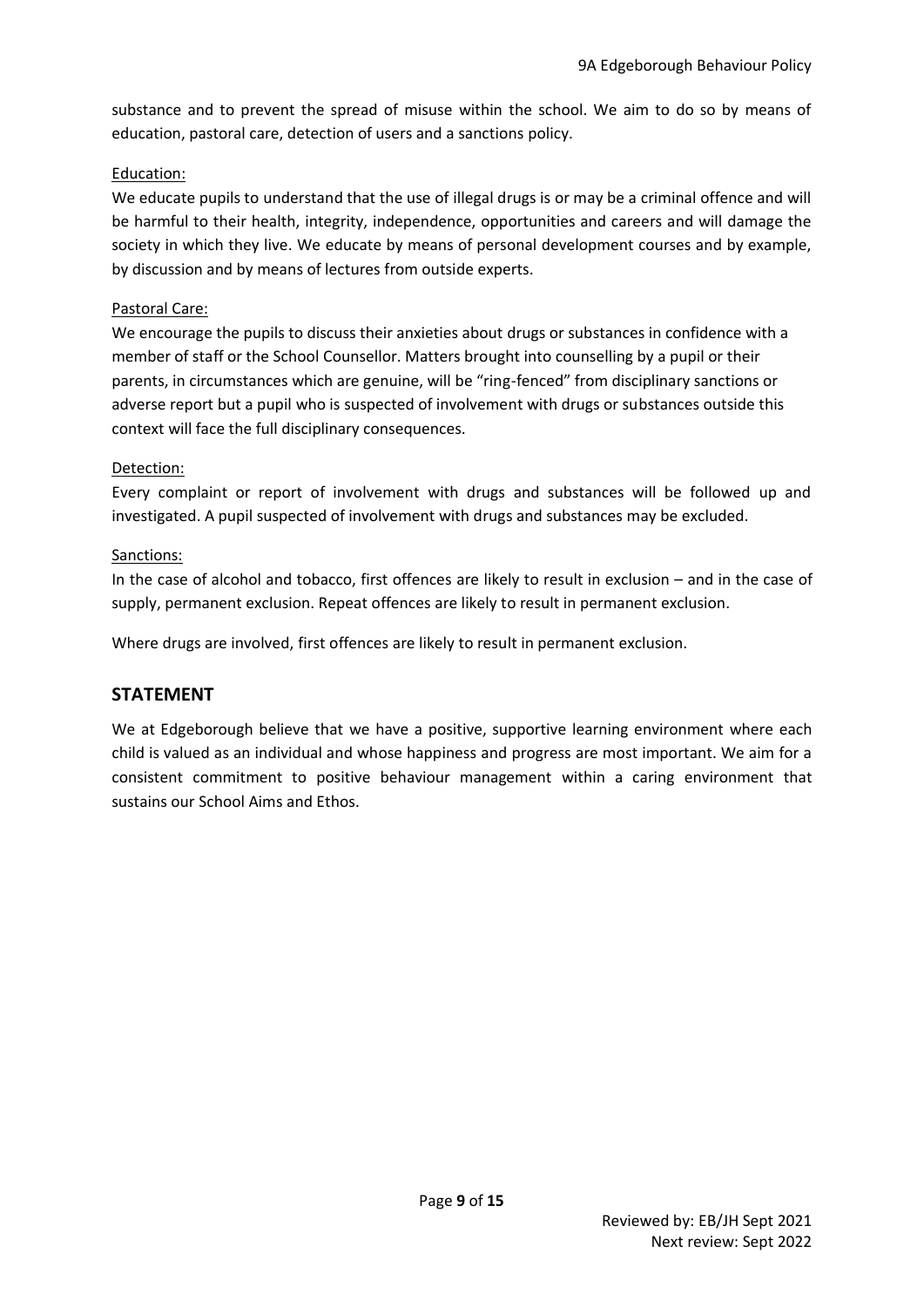substance and to prevent the spread of misuse within the school. We aim to do so by means of education, pastoral care, detection of users and a sanctions policy.

Education:

We educate pupils to understand that the use of illegal drugs is or may be a criminal offence and will be harmful to their health, integrity, independence, opportunities and careers and will damage the society in which they live. We educate by means of personal development courses and by example, by discussion and by means of lectures from outside experts.

Pastoral Care:

We encourage the pupils to discuss their anxieties about drugs or substances in confidence with a member of staff or the School Counsellor. Matters brought into counselling by a pupil or their parents, in circumstances which are genuine, will be "ring-fenced" from disciplinary sanctions or adverse report but a pupil who is suspected of involvement with drugs or substances outside this context will face the full disciplinary consequences.

Detection:

Every complaint or report of involvement with drugs and substances will be followed up and investigated. A pupil suspected of involvement with drugs and substances may be excluded.

Sanctions:

In the case of alcohol and tobacco, first offences are likely to result in exclusion – and in the case of supply, permanent exclusion. Repeat offences are likely to result in permanent exclusion.

Where drugs are involved, first offences are likely to result in permanent exclusion.

## STATEMENT

We at Edgeborough believe that we have a positive, supportive learning environment where each child is valued as an individual and whose happiness and progress are most important. We aim for a consistent commitment to positive behaviour management within a caring environment that sustains our School Aims and Ethos.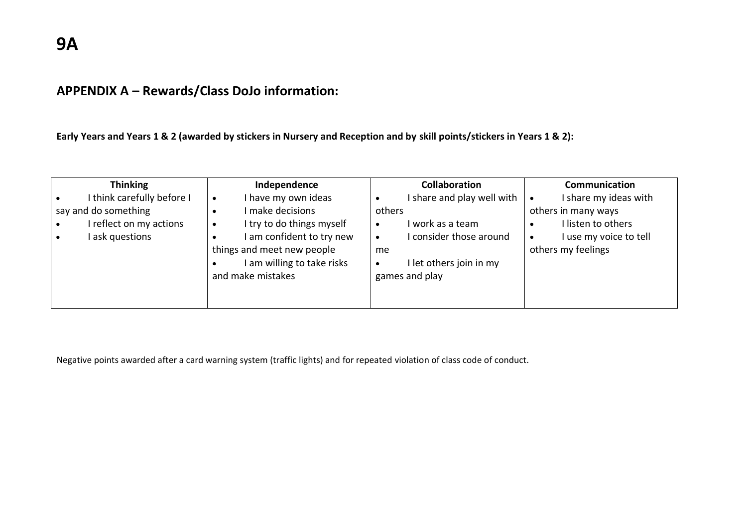# 9A

## APPENDIX A – Rewards/Class DoJo information:

**Early Years and Years 1 & 2 (awarded by stickers in Nursery and Reception and by skill points/stickers in Years 1 & 2):**

| Thinking | Independence | Collaboration | Communication |
| --- | --- | --- | --- |
| • I think carefully before I say and do something<br>• I reflect on my actions<br>• I ask questions | • I have my own ideas<br>• I make decisions<br>• I try to do things myself<br>• I am confident to try new things and meet new people<br>• I am willing to take risks and make mistakes | • I share and play well with others<br>• I work as a team<br>• I consider those around me<br>• I let others join in my games and play | • I share my ideas with others in many ways<br>• I listen to others<br>• I use my voice to tell others my feelings |

Negative points awarded after a card warning system (traffic lights) and for repeated violation of class code of conduct.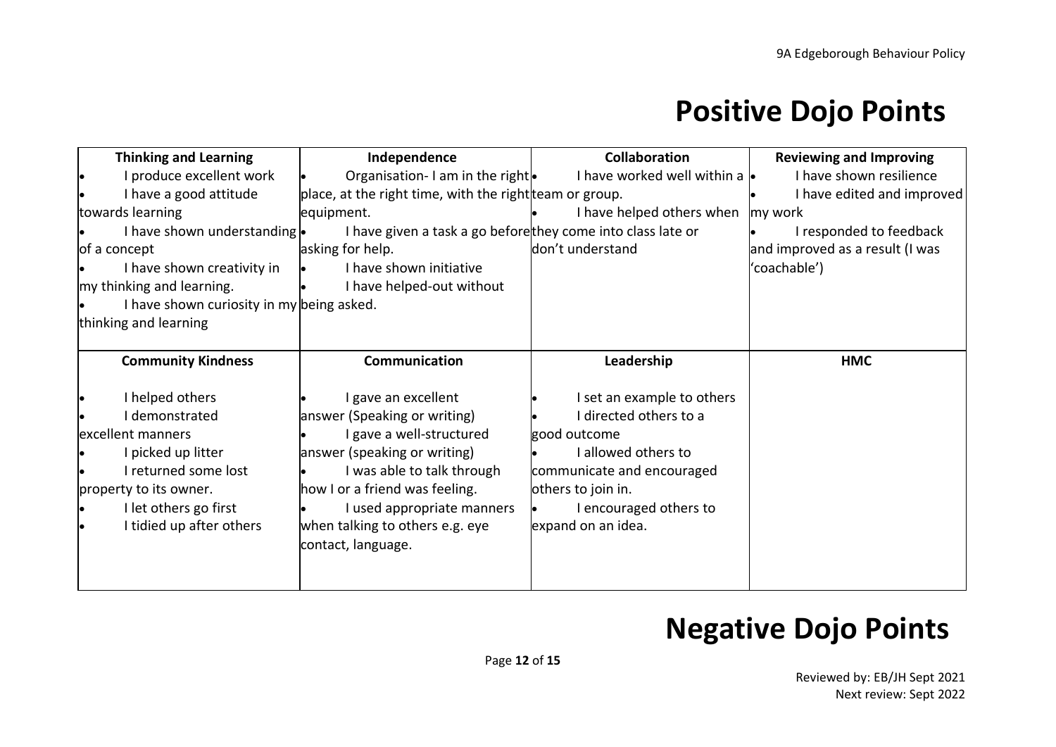# Positive Dojo Points

| Thinking and Learning | Independence | Collaboration | Reviewing and Improving |
|---|---|---|---|
| • I produce excellent work<br>• I have a good attitude towards learning<br>• I have shown understanding of a concept<br>• I have shown creativity in my thinking and learning.<br>• I have shown curiosity in my thinking and learning | • Organisation- I am in the right place, at the right time, with the right equipment.<br>• I have given a task a go before asking for help.<br>• I have shown initiative<br>• I have helped-out without being asked. | • I have worked well within a team or group.<br>• I have helped others when they come into class late or don't understand | • I have shown resilience<br>• I have edited and improved my work<br>• I responded to feedback and improved as a result (I was 'coachable') |
| **Community Kindness** | **Communication** | **Leadership** | **HMC** |
| • I helped others<br>• I demonstrated excellent manners<br>• I picked up litter<br>• I returned some lost property to its owner.<br>• I let others go first<br>• I tidied up after others | • I gave an excellent answer (Speaking or writing)<br>• I gave a well-structured answer (speaking or writing)<br>• I was able to talk through how I or a friend was feeling.<br>• I used appropriate manners when talking to others e.g. eye contact, language. | • I set an example to others<br>• I directed others to a good outcome<br>• I allowed others to communicate and encouraged others to join in.<br>• I encouraged others to expand on an idea. | |

# Negative Dojo Points

Reviewed by: EB/JH Sept 2021
Next review: Sept 2022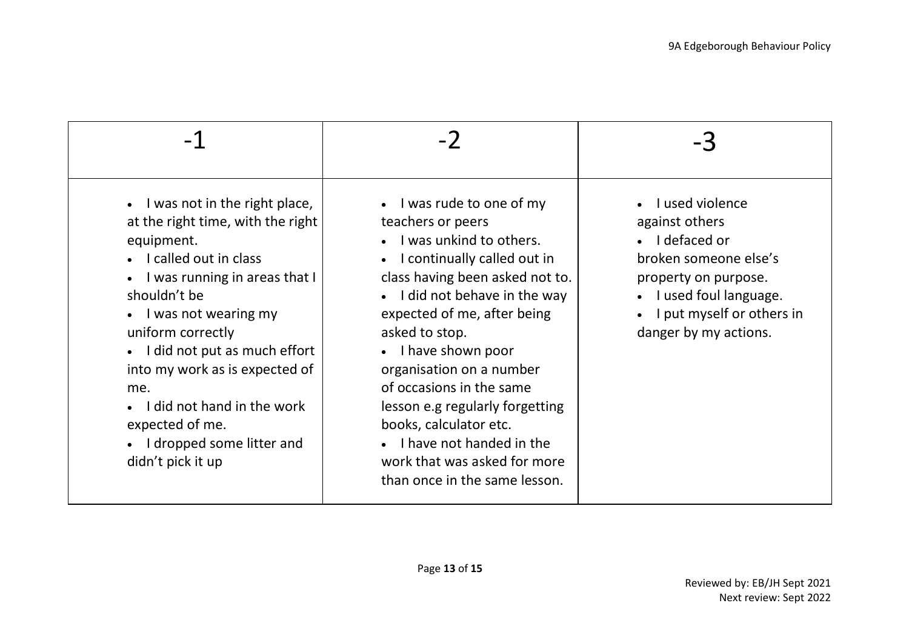| -1 | -2 | -3 |
|---|---|---|
| • I was not in the right place, at the right time, with the right equipment.<br>• I called out in class<br>• I was running in areas that I shouldn't be<br>• I was not wearing my uniform correctly<br>• I did not put as much effort into my work as is expected of me.<br>• I did not hand in the work expected of me.<br>• I dropped some litter and didn't pick it up | • I was rude to one of my teachers or peers<br>• I was unkind to others.<br>• I continually called out in class having been asked not to.<br>• I did not behave in the way expected of me, after being asked to stop.<br>• I have shown poor organisation on a number of occasions in the same lesson e.g regularly forgetting books, calculator etc.<br>• I have not handed in the work that was asked for more than once in the same lesson. | • I used violence against others<br>• I defaced or broken someone else's property on purpose.<br>• I used foul language.<br>• I put myself or others in danger by my actions. |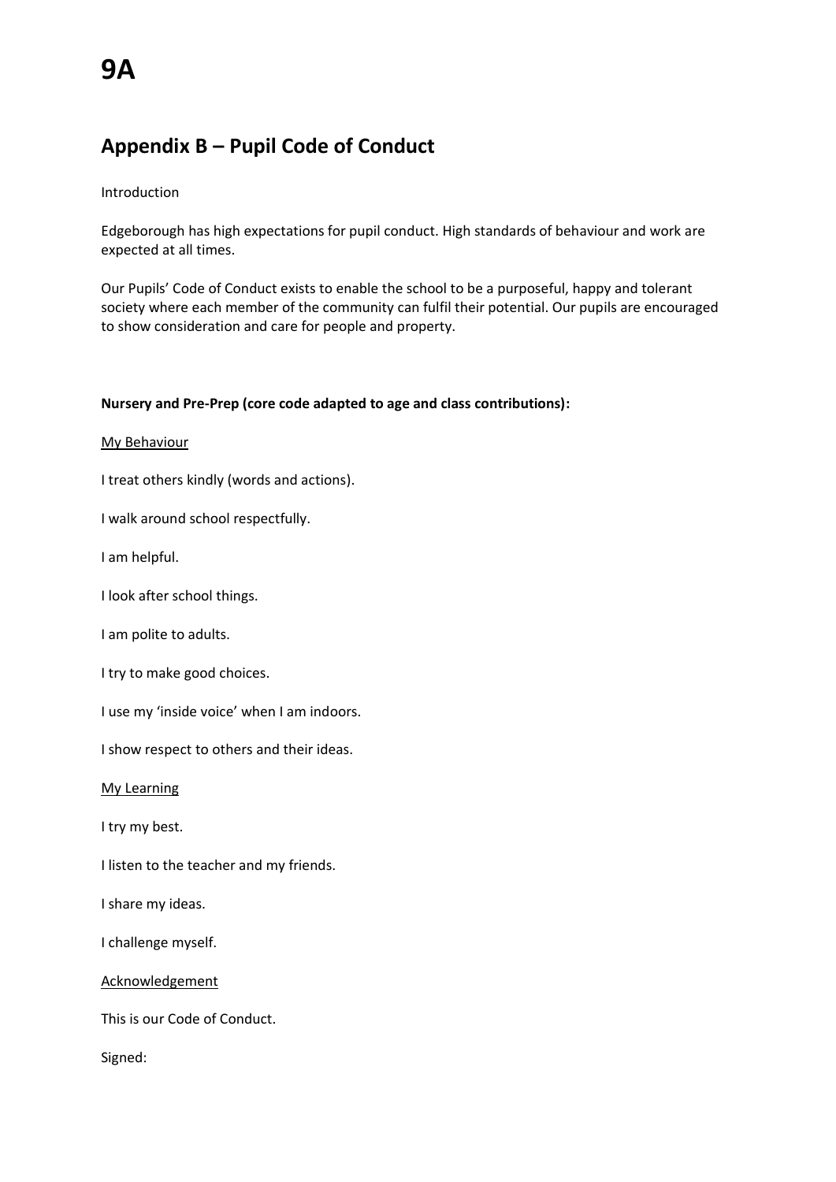# 9A

## Appendix B – Pupil Code of Conduct

Introduction

Edgeborough has high expectations for pupil conduct. High standards of behaviour and work are expected at all times.

Our Pupils' Code of Conduct exists to enable the school to be a purposeful, happy and tolerant society where each member of the community can fulfil their potential. Our pupils are encouraged to show consideration and care for people and property.

**Nursery and Pre-Prep (core code adapted to age and class contributions):**

<u>My Behaviour</u>

I treat others kindly (words and actions).

I walk around school respectfully.

I am helpful.

I look after school things.

I am polite to adults.

I try to make good choices.

I use my 'inside voice' when I am indoors.

I show respect to others and their ideas.

<u>My Learning</u>

I try my best.

I listen to the teacher and my friends.

I share my ideas.

I challenge myself.

<u>Acknowledgement</u>

This is our Code of Conduct.

Signed: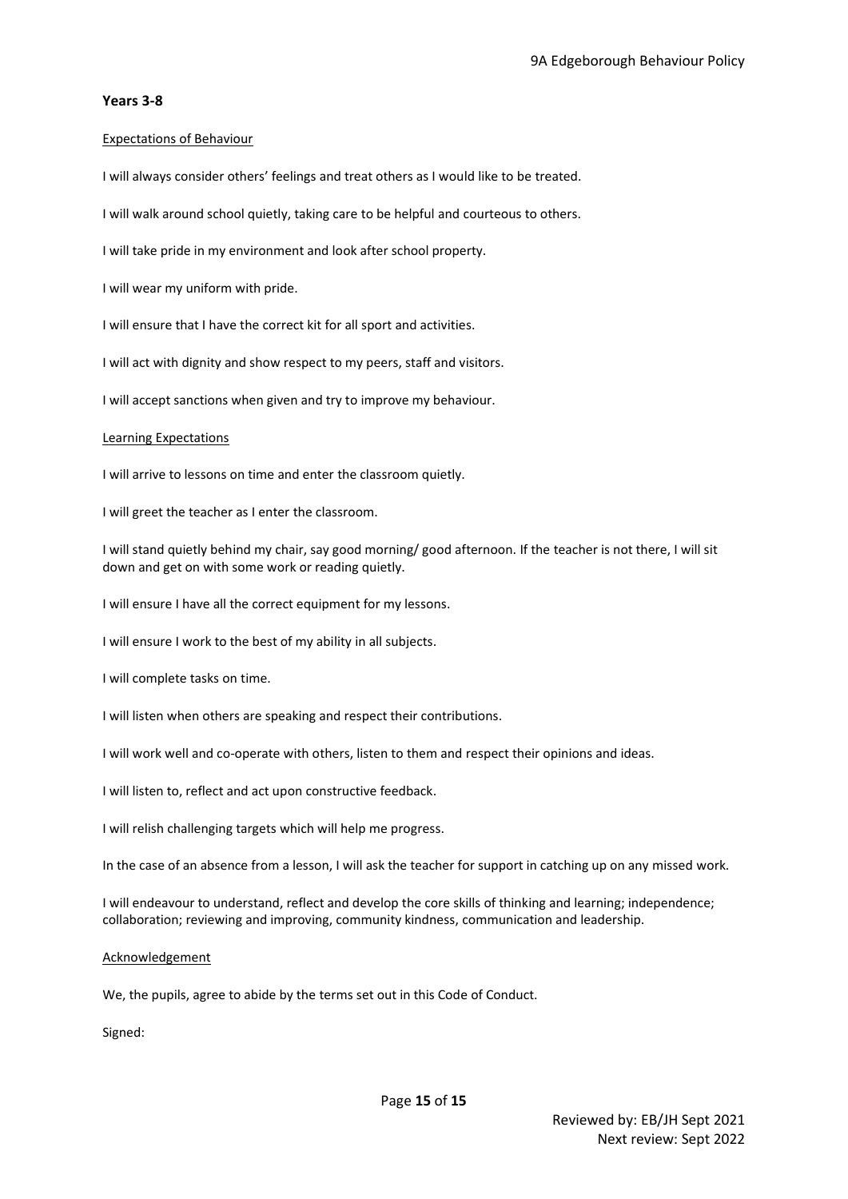## Years 3-8

### Expectations of Behaviour

I will always consider others' feelings and treat others as I would like to be treated.

I will walk around school quietly, taking care to be helpful and courteous to others.

I will take pride in my environment and look after school property.

I will wear my uniform with pride.

I will ensure that I have the correct kit for all sport and activities.

I will act with dignity and show respect to my peers, staff and visitors.

I will accept sanctions when given and try to improve my behaviour.

### Learning Expectations

I will arrive to lessons on time and enter the classroom quietly.

I will greet the teacher as I enter the classroom.

I will stand quietly behind my chair, say good morning/ good afternoon. If the teacher is not there, I will sit down and get on with some work or reading quietly.

I will ensure I have all the correct equipment for my lessons.

I will ensure I work to the best of my ability in all subjects.

I will complete tasks on time.

I will listen when others are speaking and respect their contributions.

I will work well and co-operate with others, listen to them and respect their opinions and ideas.

I will listen to, reflect and act upon constructive feedback.

I will relish challenging targets which will help me progress.

In the case of an absence from a lesson, I will ask the teacher for support in catching up on any missed work.

I will endeavour to understand, reflect and develop the core skills of thinking and learning; independence; collaboration; reviewing and improving, community kindness, communication and leadership.

### Acknowledgement

We, the pupils, agree to abide by the terms set out in this Code of Conduct.

Signed:

Reviewed by: EB/JH Sept 2021
Next review: Sept 2022